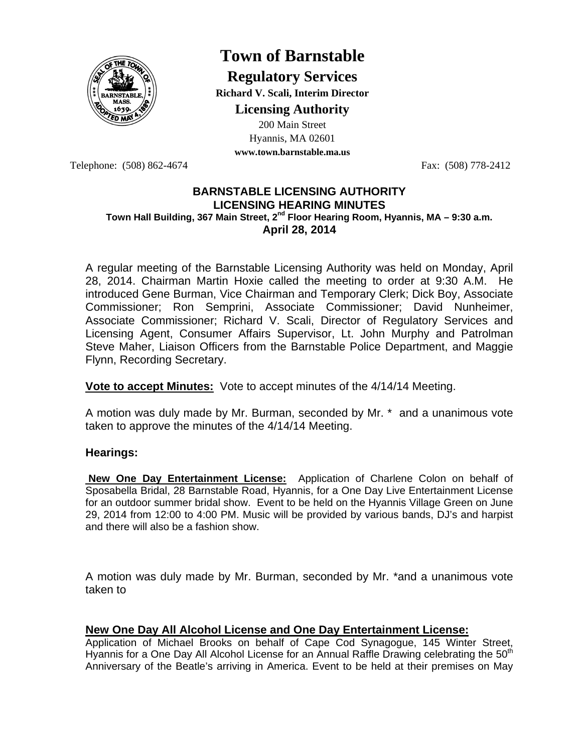# Town of Barnstable

## Regulatory Services

**Richard V. Scali, Interim Director**

## Licensing Authority

200 Main Street
Hyannis, MA 02601
**www.town.barnstable.ma.us**

Telephone: (508) 862-4674 Fax: (508) 778-2412

**BARNSTABLE LICENSING AUTHORITY**
**LICENSING HEARING MINUTES**
**Town Hall Building, 367 Main Street, 2nd Floor Hearing Room, Hyannis, MA – 9:30 a.m.**
**April 28, 2014**

A regular meeting of the Barnstable Licensing Authority was held on Monday, April 28, 2014. Chairman Martin Hoxie called the meeting to order at 9:30 A.M. He introduced Gene Burman, Vice Chairman and Temporary Clerk; Dick Boy, Associate Commissioner; Ron Semprini, Associate Commissioner; David Nunheimer, Associate Commissioner; Richard V. Scali, Director of Regulatory Services and Licensing Agent, Consumer Affairs Supervisor, Lt. John Murphy and Patrolman Steve Maher, Liaison Officers from the Barnstable Police Department, and Maggie Flynn, Recording Secretary.

**Vote to accept Minutes:** Vote to accept minutes of the 4/14/14 Meeting.

A motion was duly made by Mr. Burman, seconded by Mr. * and a unanimous vote taken to approve the minutes of the 4/14/14 Meeting.

**Hearings:**

**New One Day Entertainment License:** Application of Charlene Colon on behalf of Sposabella Bridal, 28 Barnstable Road, Hyannis, for a One Day Live Entertainment License for an outdoor summer bridal show. Event to be held on the Hyannis Village Green on June 29, 2014 from 12:00 to 4:00 PM. Music will be provided by various bands, DJ's and harpist and there will also be a fashion show.

A motion was duly made by Mr. Burman, seconded by Mr. *and a unanimous vote taken to

**New One Day All Alcohol License and One Day Entertainment License:**
Application of Michael Brooks on behalf of Cape Cod Synagogue, 145 Winter Street, Hyannis for a One Day All Alcohol License for an Annual Raffle Drawing celebrating the 50th Anniversary of the Beatle's arriving in America. Event to be held at their premises on May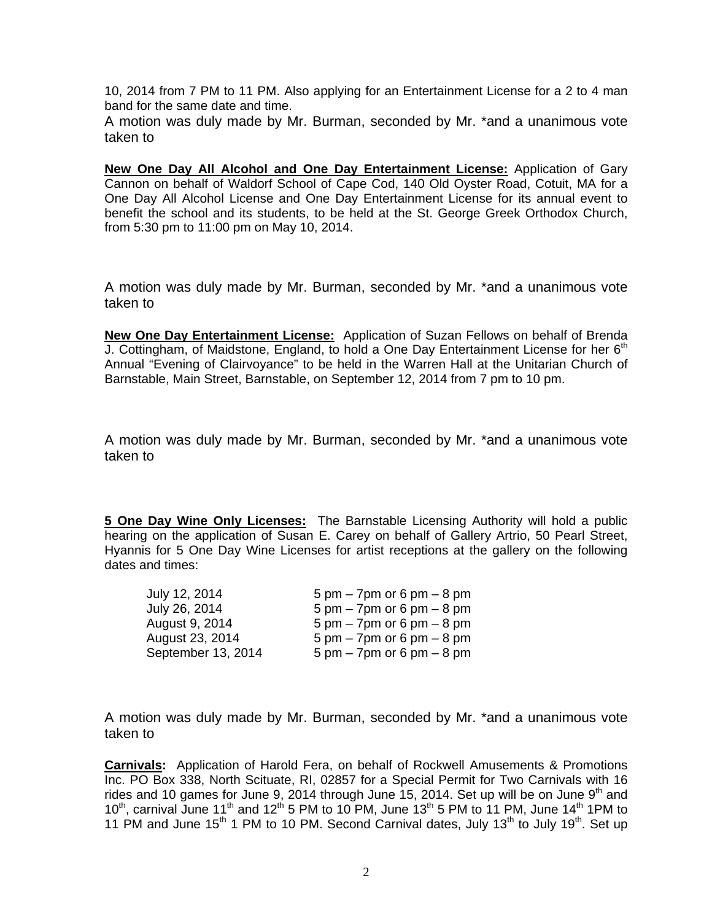10, 2014 from 7 PM to 11 PM. Also applying for an Entertainment License for a 2 to 4 man band for the same date and time.

A motion was duly made by Mr. Burman, seconded by Mr. *and a unanimous vote taken to

**New One Day All Alcohol and One Day Entertainment License:** Application of Gary Cannon on behalf of Waldorf School of Cape Cod, 140 Old Oyster Road, Cotuit, MA for a One Day All Alcohol License and One Day Entertainment License for its annual event to benefit the school and its students, to be held at the St. George Greek Orthodox Church, from 5:30 pm to 11:00 pm on May 10, 2014.

A motion was duly made by Mr. Burman, seconded by Mr. *and a unanimous vote taken to

**New One Day Entertainment License:** Application of Suzan Fellows on behalf of Brenda J. Cottingham, of Maidstone, England, to hold a One Day Entertainment License for her 6th Annual "Evening of Clairvoyance" to be held in the Warren Hall at the Unitarian Church of Barnstable, Main Street, Barnstable, on September 12, 2014 from 7 pm to 10 pm.

A motion was duly made by Mr. Burman, seconded by Mr. *and a unanimous vote taken to

**5 One Day Wine Only Licenses:** The Barnstable Licensing Authority will hold a public hearing on the application of Susan E. Carey on behalf of Gallery Artrio, 50 Pearl Street, Hyannis for 5 One Day Wine Licenses for artist receptions at the gallery on the following dates and times:

| | |
|---|---|
| July 12, 2014 | 5 pm – 7pm or 6 pm – 8 pm |
| July 26, 2014 | 5 pm – 7pm or 6 pm – 8 pm |
| August 9, 2014 | 5 pm – 7pm or 6 pm – 8 pm |
| August 23, 2014 | 5 pm – 7pm or 6 pm – 8 pm |
| September 13, 2014 | 5 pm – 7pm or 6 pm – 8 pm |

A motion was duly made by Mr. Burman, seconded by Mr. *and a unanimous vote taken to

**Carnivals:** Application of Harold Fera, on behalf of Rockwell Amusements & Promotions Inc. PO Box 338, North Scituate, RI, 02857 for a Special Permit for Two Carnivals with 16 rides and 10 games for June 9, 2014 through June 15, 2014. Set up will be on June 9th and 10th, carnival June 11th and 12th 5 PM to 10 PM, June 13th 5 PM to 11 PM, June 14th 1PM to 11 PM and June 15th 1 PM to 10 PM. Second Carnival dates, July 13th to July 19th. Set up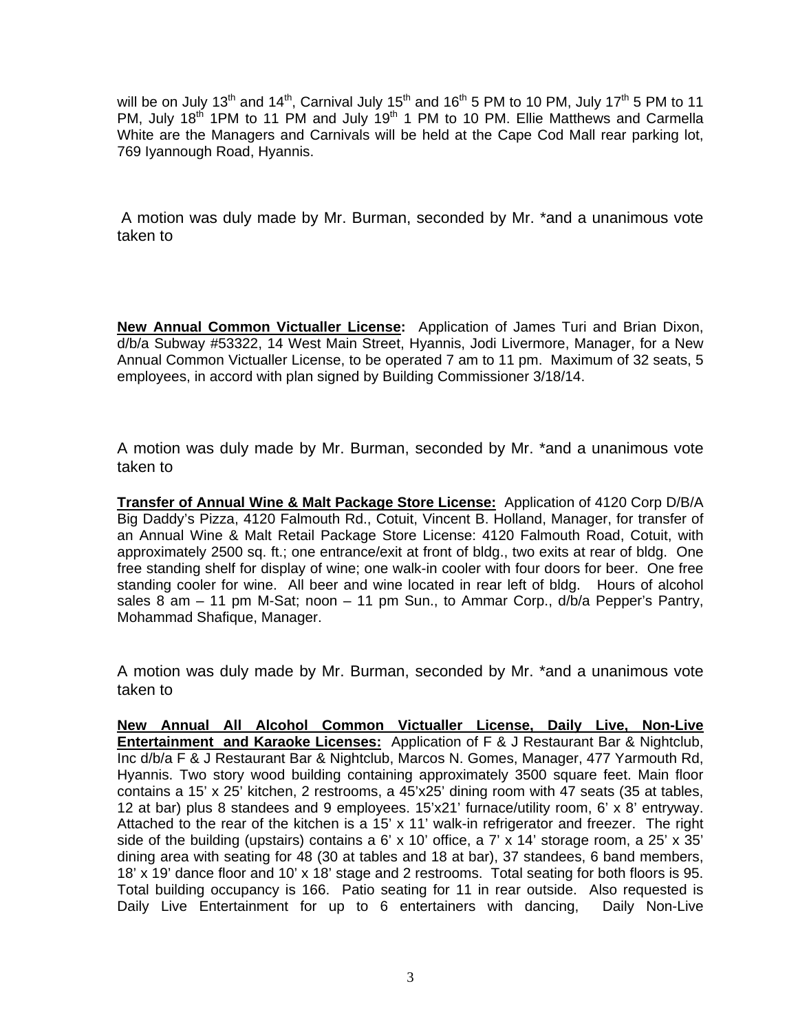will be on July 13th and 14th, Carnival July 15th and 16th 5 PM to 10 PM, July 17th 5 PM to 11 PM, July 18th 1PM to 11 PM and July 19th 1 PM to 10 PM. Ellie Matthews and Carmella White are the Managers and Carnivals will be held at the Cape Cod Mall rear parking lot, 769 Iyannough Road, Hyannis.

A motion was duly made by Mr. Burman, seconded by Mr. *and a unanimous vote taken to

**New Annual Common Victualler License:** Application of James Turi and Brian Dixon, d/b/a Subway #53322, 14 West Main Street, Hyannis, Jodi Livermore, Manager, for a New Annual Common Victualler License, to be operated 7 am to 11 pm. Maximum of 32 seats, 5 employees, in accord with plan signed by Building Commissioner 3/18/14.

A motion was duly made by Mr. Burman, seconded by Mr. *and a unanimous vote taken to

**Transfer of Annual Wine & Malt Package Store License:** Application of 4120 Corp D/B/A Big Daddy's Pizza, 4120 Falmouth Rd., Cotuit, Vincent B. Holland, Manager, for transfer of an Annual Wine & Malt Retail Package Store License: 4120 Falmouth Road, Cotuit, with approximately 2500 sq. ft.; one entrance/exit at front of bldg., two exits at rear of bldg. One free standing shelf for display of wine; one walk-in cooler with four doors for beer. One free standing cooler for wine. All beer and wine located in rear left of bldg. Hours of alcohol sales 8 am – 11 pm M-Sat; noon – 11 pm Sun., to Ammar Corp., d/b/a Pepper's Pantry, Mohammad Shafique, Manager.

A motion was duly made by Mr. Burman, seconded by Mr. *and a unanimous vote taken to

**New Annual All Alcohol Common Victualler License, Daily Live, Non-Live Entertainment and Karaoke Licenses:** Application of F & J Restaurant Bar & Nightclub, Inc d/b/a F & J Restaurant Bar & Nightclub, Marcos N. Gomes, Manager, 477 Yarmouth Rd, Hyannis. Two story wood building containing approximately 3500 square feet. Main floor contains a 15' x 25' kitchen, 2 restrooms, a 45'x25' dining room with 47 seats (35 at tables, 12 at bar) plus 8 standees and 9 employees. 15'x21' furnace/utility room, 6' x 8' entryway. Attached to the rear of the kitchen is a 15' x 11' walk-in refrigerator and freezer. The right side of the building (upstairs) contains a 6' x 10' office, a 7' x 14' storage room, a 25' x 35' dining area with seating for 48 (30 at tables and 18 at bar), 37 standees, 6 band members, 18' x 19' dance floor and 10' x 18' stage and 2 restrooms. Total seating for both floors is 95. Total building occupancy is 166. Patio seating for 11 in rear outside. Also requested is Daily Live Entertainment for up to 6 entertainers with dancing, Daily Non-Live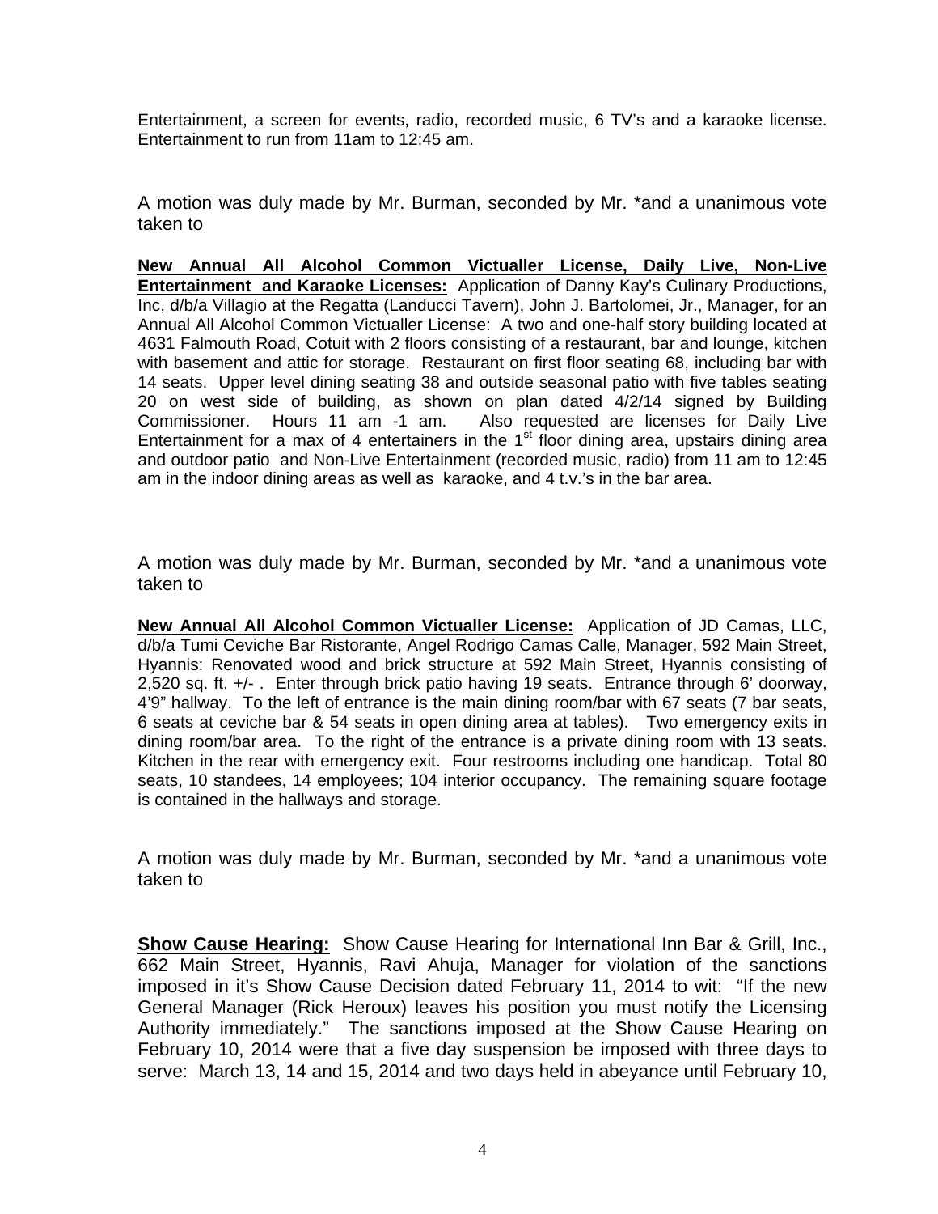Entertainment, a screen for events, radio, recorded music, 6 TV's and a karaoke license. Entertainment to run from 11am to 12:45 am.

A motion was duly made by Mr. Burman, seconded by Mr. *and a unanimous vote taken to

**New Annual All Alcohol Common Victualler License, Daily Live, Non-Live Entertainment and Karaoke Licenses:** Application of Danny Kay's Culinary Productions, Inc, d/b/a Villagio at the Regatta (Landucci Tavern), John J. Bartolomei, Jr., Manager, for an Annual All Alcohol Common Victualler License: A two and one-half story building located at 4631 Falmouth Road, Cotuit with 2 floors consisting of a restaurant, bar and lounge, kitchen with basement and attic for storage. Restaurant on first floor seating 68, including bar with 14 seats. Upper level dining seating 38 and outside seasonal patio with five tables seating 20 on west side of building, as shown on plan dated 4/2/14 signed by Building Commissioner. Hours 11 am -1 am. Also requested are licenses for Daily Live Entertainment for a max of 4 entertainers in the 1st floor dining area, upstairs dining area and outdoor patio and Non-Live Entertainment (recorded music, radio) from 11 am to 12:45 am in the indoor dining areas as well as karaoke, and 4 t.v.'s in the bar area.

A motion was duly made by Mr. Burman, seconded by Mr. *and a unanimous vote taken to

**New Annual All Alcohol Common Victualler License:** Application of JD Camas, LLC, d/b/a Tumi Ceviche Bar Ristorante, Angel Rodrigo Camas Calle, Manager, 592 Main Street, Hyannis: Renovated wood and brick structure at 592 Main Street, Hyannis consisting of 2,520 sq. ft. +/- . Enter through brick patio having 19 seats. Entrance through 6' doorway, 4'9" hallway. To the left of entrance is the main dining room/bar with 67 seats (7 bar seats, 6 seats at ceviche bar & 54 seats in open dining area at tables). Two emergency exits in dining room/bar area. To the right of the entrance is a private dining room with 13 seats. Kitchen in the rear with emergency exit. Four restrooms including one handicap. Total 80 seats, 10 standees, 14 employees; 104 interior occupancy. The remaining square footage is contained in the hallways and storage.

A motion was duly made by Mr. Burman, seconded by Mr. *and a unanimous vote taken to

**Show Cause Hearing:** Show Cause Hearing for International Inn Bar & Grill, Inc., 662 Main Street, Hyannis, Ravi Ahuja, Manager for violation of the sanctions imposed in it's Show Cause Decision dated February 11, 2014 to wit: "If the new General Manager (Rick Heroux) leaves his position you must notify the Licensing Authority immediately." The sanctions imposed at the Show Cause Hearing on February 10, 2014 were that a five day suspension be imposed with three days to serve: March 13, 14 and 15, 2014 and two days held in abeyance until February 10,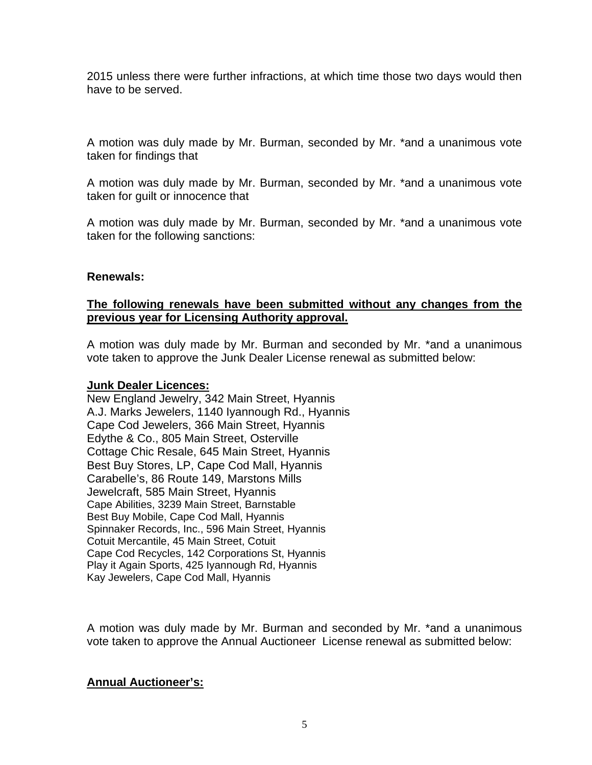2015 unless there were further infractions, at which time those two days would then have to be served.

A motion was duly made by Mr. Burman, seconded by Mr. *and a unanimous vote taken for findings that

A motion was duly made by Mr. Burman, seconded by Mr. *and a unanimous vote taken for guilt or innocence that

A motion was duly made by Mr. Burman, seconded by Mr. *and a unanimous vote taken for the following sanctions:

**Renewals:**

**<u>The following renewals have been submitted without any changes from the previous year for Licensing Authority approval.</u>**

A motion was duly made by Mr. Burman and seconded by Mr. *and a unanimous vote taken to approve the Junk Dealer License renewal as submitted below:

**<u>Junk Dealer Licences:</u>**

New England Jewelry, 342 Main Street, Hyannis
A.J. Marks Jewelers, 1140 Iyannough Rd., Hyannis
Cape Cod Jewelers, 366 Main Street, Hyannis
Edythe & Co., 805 Main Street, Osterville
Cottage Chic Resale, 645 Main Street, Hyannis
Best Buy Stores, LP, Cape Cod Mall, Hyannis
Carabelle's, 86 Route 149, Marstons Mills
Jewelcraft, 585 Main Street, Hyannis
Cape Abilities, 3239 Main Street, Barnstable
Best Buy Mobile, Cape Cod Mall, Hyannis
Spinnaker Records, Inc., 596 Main Street, Hyannis
Cotuit Mercantile, 45 Main Street, Cotuit
Cape Cod Recycles, 142 Corporations St, Hyannis
Play it Again Sports, 425 Iyannough Rd, Hyannis
Kay Jewelers, Cape Cod Mall, Hyannis

A motion was duly made by Mr. Burman and seconded by Mr. *and a unanimous vote taken to approve the Annual Auctioneer License renewal as submitted below:

**<u>Annual Auctioneer's:</u>**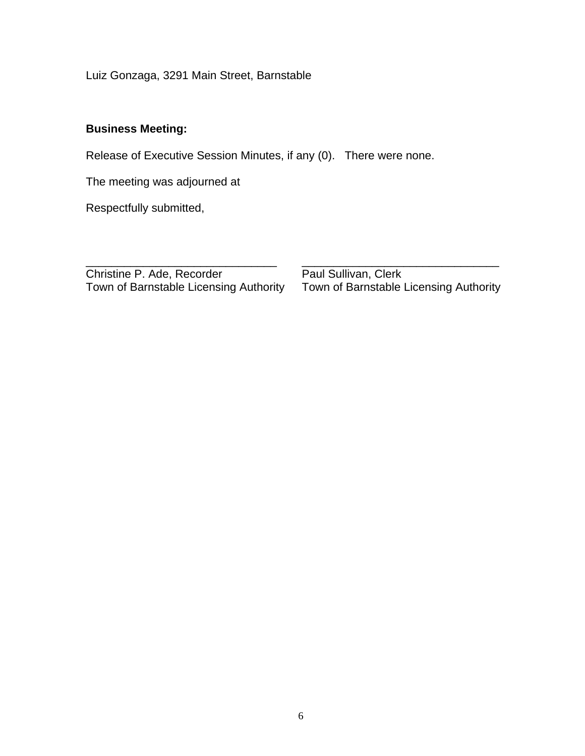Luiz Gonzaga, 3291 Main Street, Barnstable

**Business Meeting:**

Release of Executive Session Minutes, if any (0). There were none.

The meeting was adjourned at

Respectfully submitted,

| | |
|---|---|
| _______________________________ | _______________________________ |
| Christine P. Ade, Recorder | Paul Sullivan, Clerk |
| Town of Barnstable Licensing Authority | Town of Barnstable Licensing Authority |